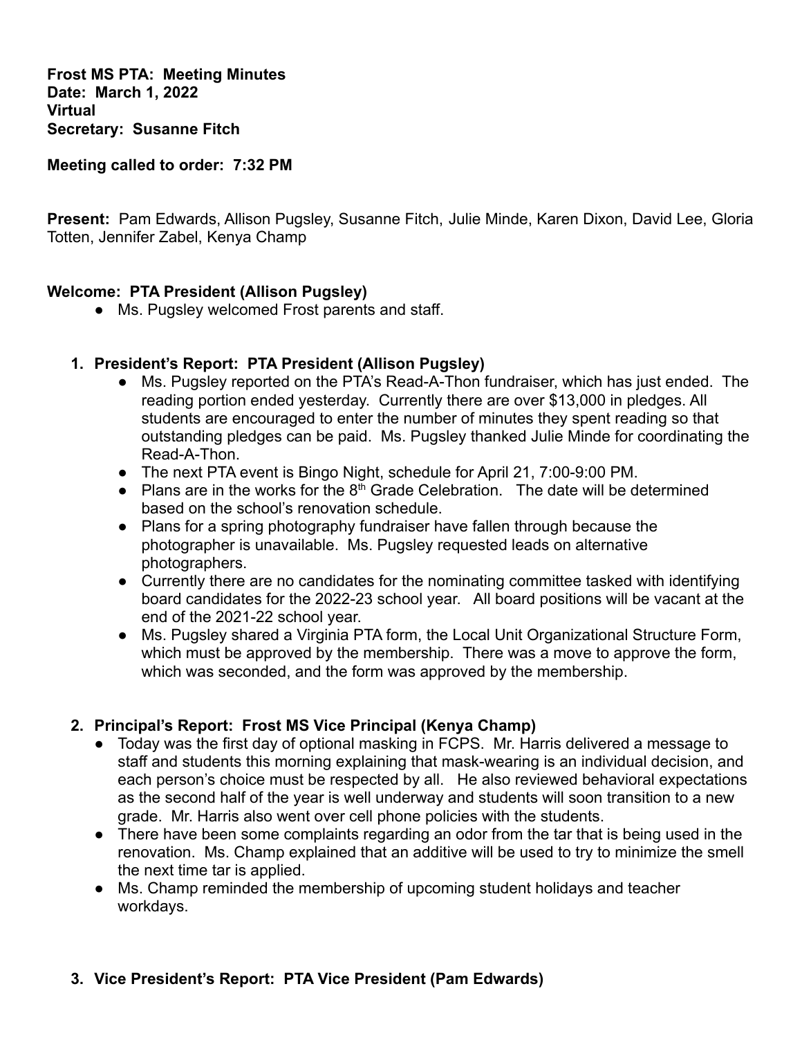**Frost MS PTA: Meeting Minutes**
**Date: March 1, 2022**
**Virtual**
**Secretary: Susanne Fitch**

**Meeting called to order: 7:32 PM**

**Present:** Pam Edwards, Allison Pugsley, Susanne Fitch, Julie Minde, Karen Dixon, David Lee, Gloria Totten, Jennifer Zabel, Kenya Champ

**Welcome: PTA President (Allison Pugsley)**

- Ms. Pugsley welcomed Frost parents and staff.

1. **President's Report: PTA President (Allison Pugsley)**
   - Ms. Pugsley reported on the PTA's Read-A-Thon fundraiser, which has just ended. The reading portion ended yesterday. Currently there are over $13,000 in pledges. All students are encouraged to enter the number of minutes they spent reading so that outstanding pledges can be paid. Ms. Pugsley thanked Julie Minde for coordinating the Read-A-Thon.
   - The next PTA event is Bingo Night, schedule for April 21, 7:00-9:00 PM.
   - Plans are in the works for the 8th Grade Celebration. The date will be determined based on the school's renovation schedule.
   - Plans for a spring photography fundraiser have fallen through because the photographer is unavailable. Ms. Pugsley requested leads on alternative photographers.
   - Currently there are no candidates for the nominating committee tasked with identifying board candidates for the 2022-23 school year. All board positions will be vacant at the end of the 2021-22 school year.
   - Ms. Pugsley shared a Virginia PTA form, the Local Unit Organizational Structure Form, which must be approved by the membership. There was a move to approve the form, which was seconded, and the form was approved by the membership.

2. **Principal's Report: Frost MS Vice Principal (Kenya Champ)**
   - Today was the first day of optional masking in FCPS. Mr. Harris delivered a message to staff and students this morning explaining that mask-wearing is an individual decision, and each person's choice must be respected by all. He also reviewed behavioral expectations as the second half of the year is well underway and students will soon transition to a new grade. Mr. Harris also went over cell phone policies with the students.
   - There have been some complaints regarding an odor from the tar that is being used in the renovation. Ms. Champ explained that an additive will be used to try to minimize the smell the next time tar is applied.
   - Ms. Champ reminded the membership of upcoming student holidays and teacher workdays.

3. **Vice President's Report: PTA Vice President (Pam Edwards)**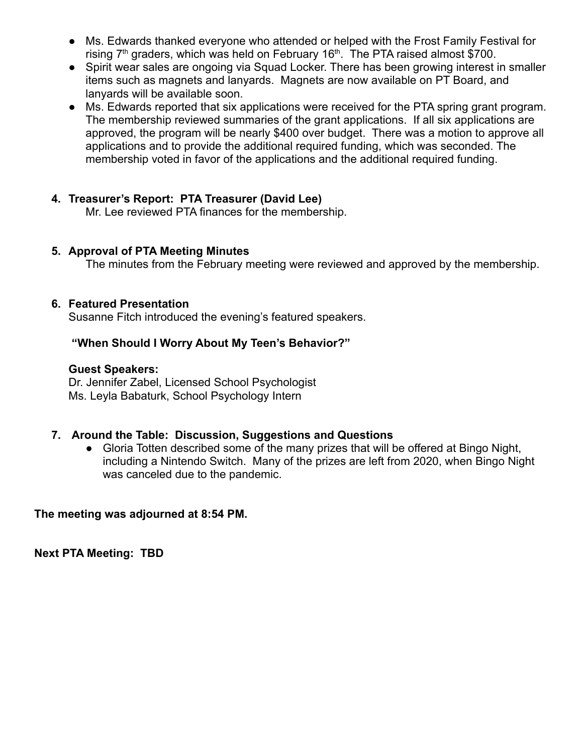- Ms. Edwards thanked everyone who attended or helped with the Frost Family Festival for rising 7th graders, which was held on February 16th. The PTA raised almost $700.
- Spirit wear sales are ongoing via Squad Locker. There has been growing interest in smaller items such as magnets and lanyards. Magnets are now available on PT Board, and lanyards will be available soon.
- Ms. Edwards reported that six applications were received for the PTA spring grant program. The membership reviewed summaries of the grant applications. If all six applications are approved, the program will be nearly $400 over budget. There was a motion to approve all applications and to provide the additional required funding, which was seconded. The membership voted in favor of the applications and the additional required funding.

4. **Treasurer's Report: PTA Treasurer (David Lee)**
   Mr. Lee reviewed PTA finances for the membership.

5. **Approval of PTA Meeting Minutes**
   The minutes from the February meeting were reviewed and approved by the membership.

6. **Featured Presentation**
   Susanne Fitch introduced the evening's featured speakers.

   **"When Should I Worry About My Teen's Behavior?"**

   **Guest Speakers:**
   Dr. Jennifer Zabel, Licensed School Psychologist
   Ms. Leyla Babaturk, School Psychology Intern

7. **Around the Table: Discussion, Suggestions and Questions**
   - Gloria Totten described some of the many prizes that will be offered at Bingo Night, including a Nintendo Switch. Many of the prizes are left from 2020, when Bingo Night was canceled due to the pandemic.

**The meeting was adjourned at 8:54 PM.**

**Next PTA Meeting: TBD**